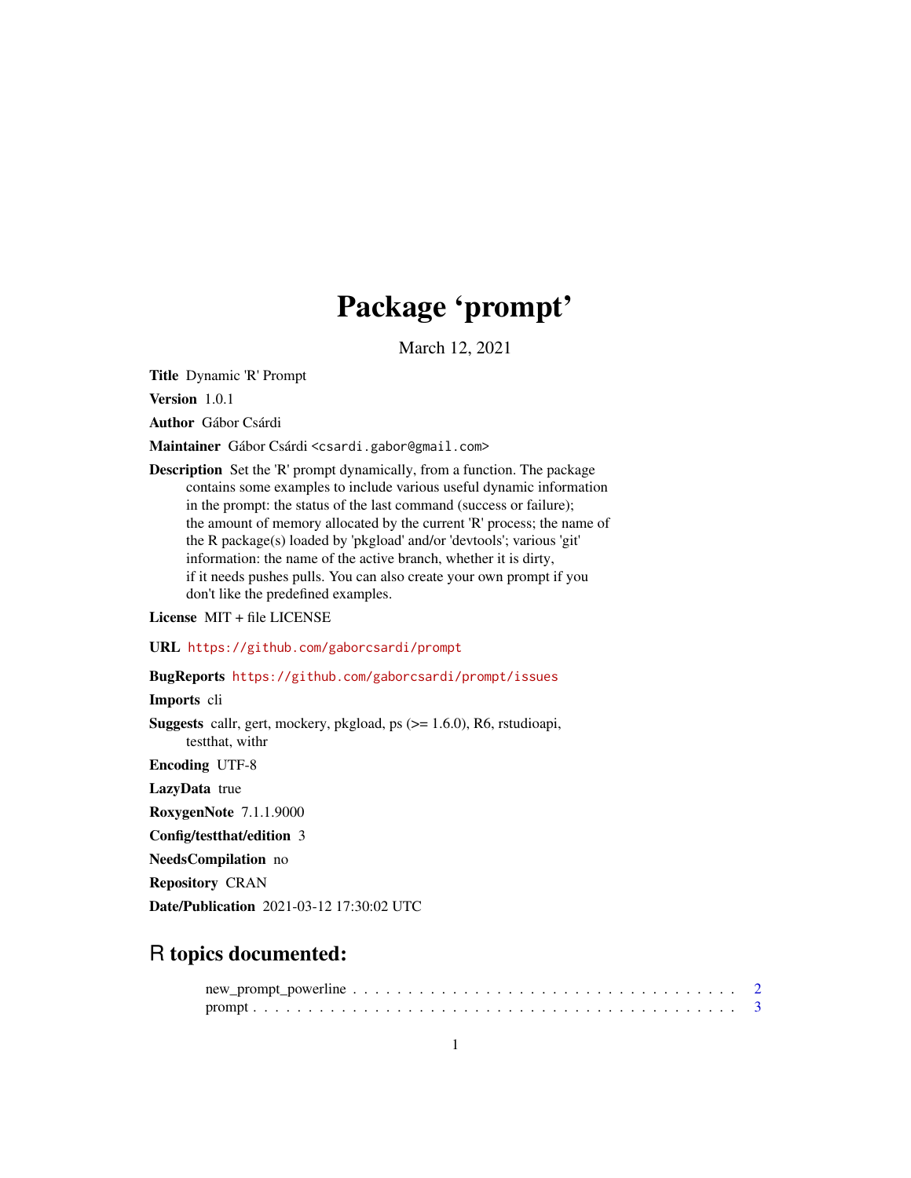# Package 'prompt'

March 12, 2021

**Title** Dynamic 'R' Prompt

**Version** 1.0.1

**Author** Gábor Csárdi

**Maintainer** Gábor Csárdi <csardi.gabor@gmail.com>

**Description** Set the 'R' prompt dynamically, from a function. The package contains some examples to include various useful dynamic information in the prompt: the status of the last command (success or failure); the amount of memory allocated by the current 'R' process; the name of the R package(s) loaded by 'pkgload' and/or 'devtools'; various 'git' information: the name of the active branch, whether it is dirty, if it needs pushes pulls. You can also create your own prompt if you don't like the predefined examples.

**License** MIT + file LICENSE

**URL** https://github.com/gaborcsardi/prompt

**BugReports** https://github.com/gaborcsardi/prompt/issues

**Imports** cli

**Suggests** callr, gert, mockery, pkgload, ps (>= 1.6.0), R6, rstudioapi, testthat, withr

**Encoding** UTF-8

**LazyData** true

**RoxygenNote** 7.1.1.9000

**Config/testthat/edition** 3

**NeedsCompilation** no

**Repository** CRAN

**Date/Publication** 2021-03-12 17:30:02 UTC

## R topics documented:

new_prompt_powerline . . . . . . . . . . . . . . . . . . . . . . . . . . . . . . . . . 2
prompt . . . . . . . . . . . . . . . . . . . . . . . . . . . . . . . . . . . . . . . . . 3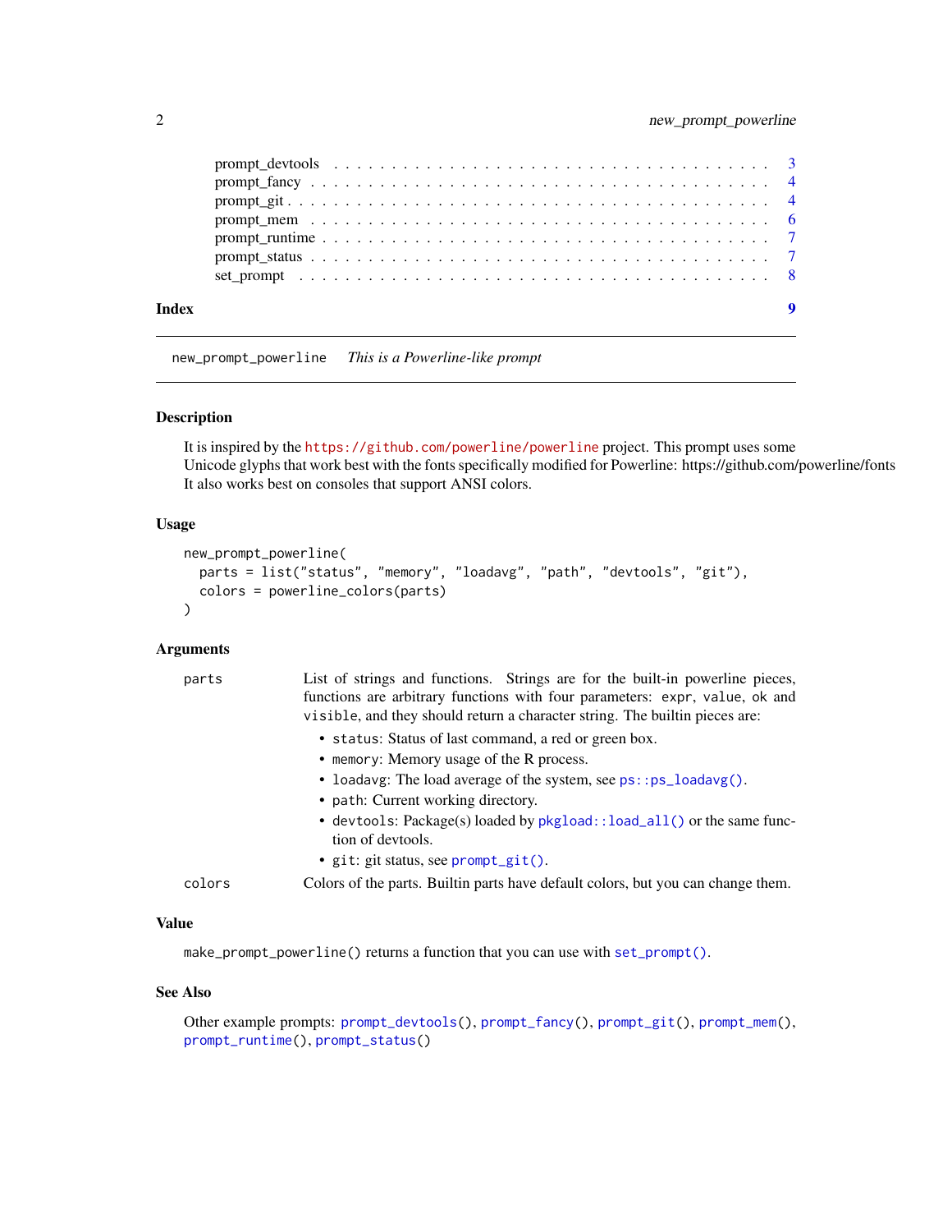| | |
|---|---|
| prompt_devtools | 3 |
| prompt_fancy | 4 |
| prompt_git | 4 |
| prompt_mem | 6 |
| prompt_runtime | 7 |
| prompt_status | 7 |
| set_prompt | 8 |

**Index** 9

---

`new_prompt_powerline` *This is a Powerline-like prompt*

---

## Description

It is inspired by the https://github.com/powerline/powerline project. This prompt uses some Unicode glyphs that work best with the fonts specifically modified for Powerline: https://github.com/powerline/fonts It also works best on consoles that support ANSI colors.

## Usage

```
new_prompt_powerline(
  parts = list("status", "memory", "loadavg", "path", "devtools", "git"),
  colors = powerline_colors(parts)
)
```

## Arguments

**parts** List of strings and functions. Strings are for the built-in powerline pieces, functions are arbitrary functions with four parameters: `expr`, `value`, `ok` and `visible`, and they should return a character string. The builtin pieces are:

- `status`: Status of last command, a red or green box.
- `memory`: Memory usage of the R process.
- `loadavg`: The load average of the system, see `ps::ps_loadavg()`.
- `path`: Current working directory.
- `devtools`: Package(s) loaded by `pkgload::load_all()` or the same function of devtools.
- `git`: git status, see `prompt_git()`.

**colors** Colors of the parts. Builtin parts have default colors, but you can change them.

## Value

`make_prompt_powerline()` returns a function that you can use with `set_prompt()`.

## See Also

Other example prompts: `prompt_devtools()`, `prompt_fancy()`, `prompt_git()`, `prompt_mem()`, `prompt_runtime()`, `prompt_status()`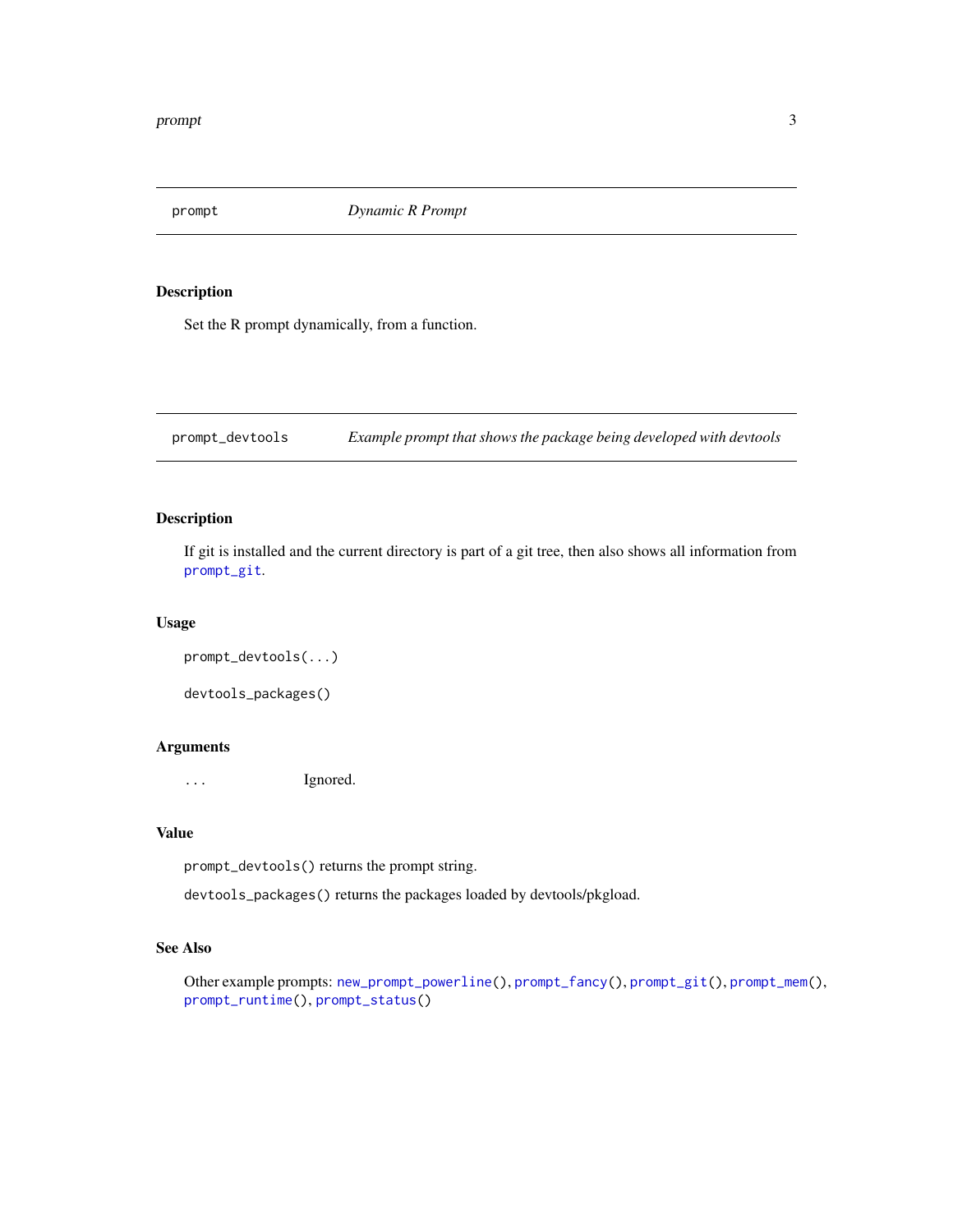## prompt — *Dynamic R Prompt*

### Description

Set the R prompt dynamically, from a function.

## prompt_devtools — *Example prompt that shows the package being developed with devtools*

### Description

If git is installed and the current directory is part of a git tree, then also shows all information from `prompt_git`.

### Usage

```
prompt_devtools(...)

devtools_packages()
```

### Arguments

| | |
|---|---|
| `...` | Ignored. |

### Value

`prompt_devtools()` returns the prompt string.

`devtools_packages()` returns the packages loaded by devtools/pkgload.

### See Also

Other example prompts: `new_prompt_powerline()`, `prompt_fancy()`, `prompt_git()`, `prompt_mem()`, `prompt_runtime()`, `prompt_status()`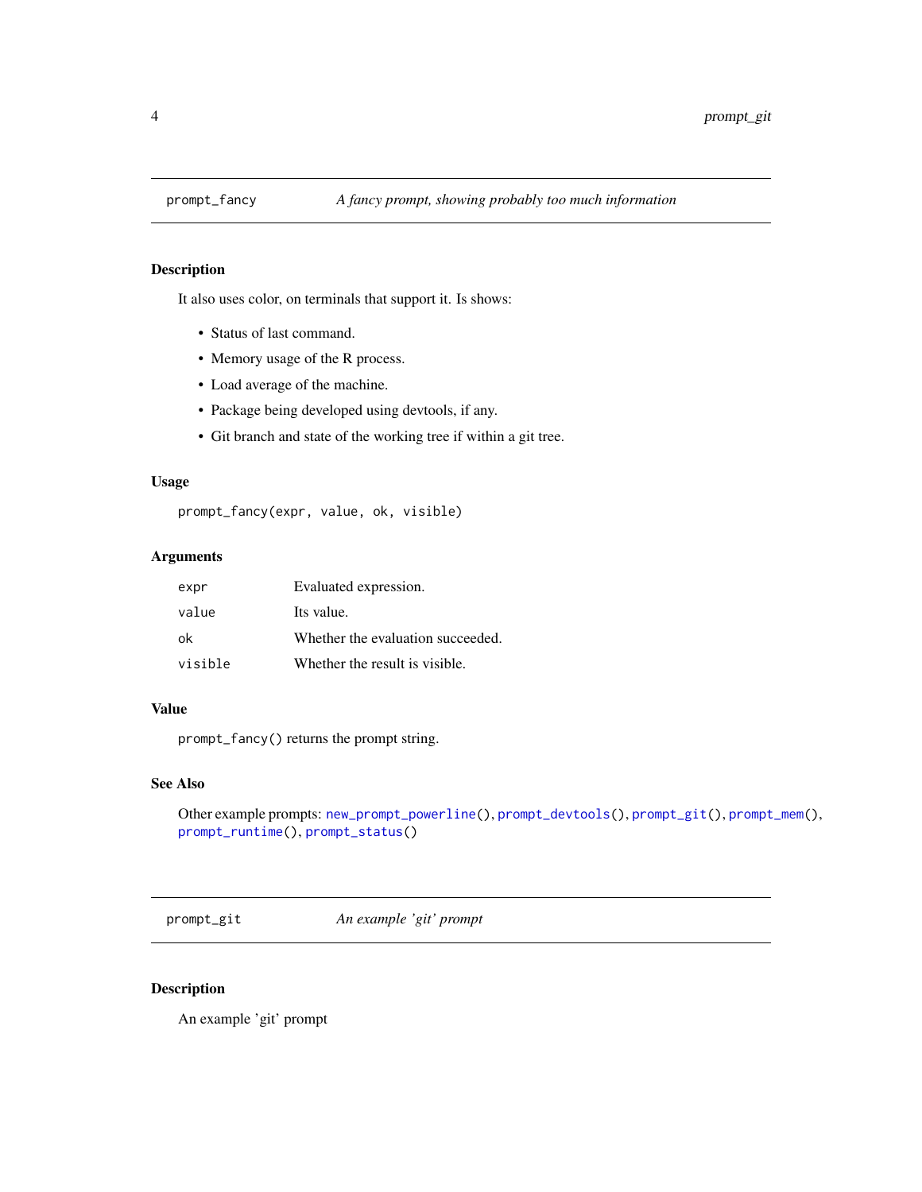## prompt_fancy — *A fancy prompt, showing probably too much information*

### Description

It also uses color, on terminals that support it. Is shows:

- Status of last command.
- Memory usage of the R process.
- Load average of the machine.
- Package being developed using devtools, if any.
- Git branch and state of the working tree if within a git tree.

### Usage

```
prompt_fancy(expr, value, ok, visible)
```

### Arguments

| | |
|---|---|
| `expr` | Evaluated expression. |
| `value` | Its value. |
| `ok` | Whether the evaluation succeeded. |
| `visible` | Whether the result is visible. |

### Value

`prompt_fancy()` returns the prompt string.

### See Also

Other example prompts: `new_prompt_powerline()`, `prompt_devtools()`, `prompt_git()`, `prompt_mem()`, `prompt_runtime()`, `prompt_status()`

## prompt_git — *An example 'git' prompt*

### Description

An example 'git' prompt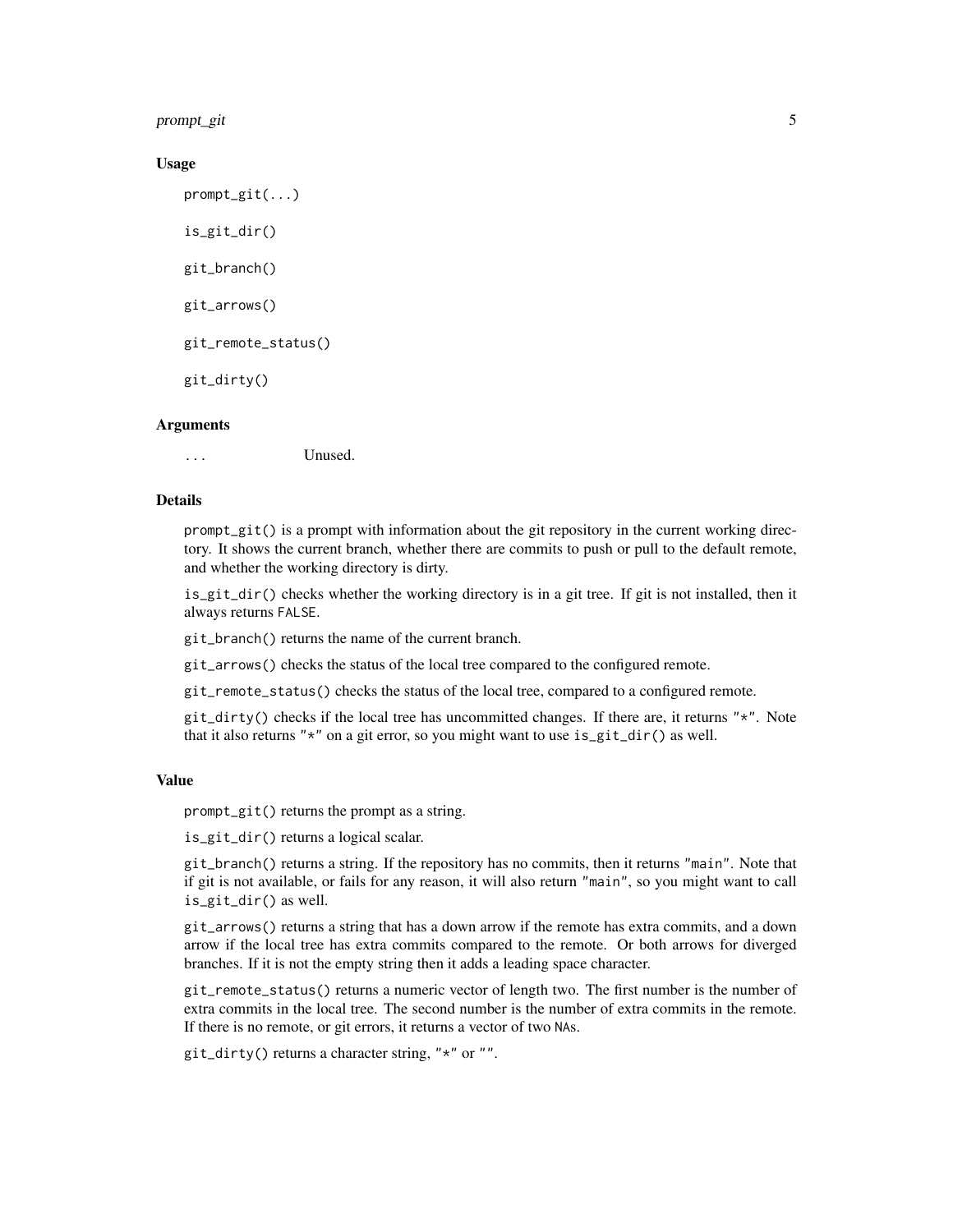### Usage

```
prompt_git(...)

is_git_dir()

git_branch()

git_arrows()

git_remote_status()

git_dirty()
```

### Arguments

| | |
|---|---|
| `...` | Unused. |

### Details

`prompt_git()` is a prompt with information about the git repository in the current working directory. It shows the current branch, whether there are commits to push or pull to the default remote, and whether the working directory is dirty.

`is_git_dir()` checks whether the working directory is in a git tree. If git is not installed, then it always returns `FALSE`.

`git_branch()` returns the name of the current branch.

`git_arrows()` checks the status of the local tree compared to the configured remote.

`git_remote_status()` checks the status of the local tree, compared to a configured remote.

`git_dirty()` checks if the local tree has uncommitted changes. If there are, it returns `"*"`. Note that it also returns `"*"` on a git error, so you might want to use `is_git_dir()` as well.

### Value

`prompt_git()` returns the prompt as a string.

`is_git_dir()` returns a logical scalar.

`git_branch()` returns a string. If the repository has no commits, then it returns `"main"`. Note that if git is not available, or fails for any reason, it will also return `"main"`, so you might want to call `is_git_dir()` as well.

`git_arrows()` returns a string that has a down arrow if the remote has extra commits, and a down arrow if the local tree has extra commits compared to the remote. Or both arrows for diverged branches. If it is not the empty string then it adds a leading space character.

`git_remote_status()` returns a numeric vector of length two. The first number is the number of extra commits in the local tree. The second number is the number of extra commits in the remote. If there is no remote, or git errors, it returns a vector of two `NA`s.

`git_dirty()` returns a character string, `"*"` or `""`.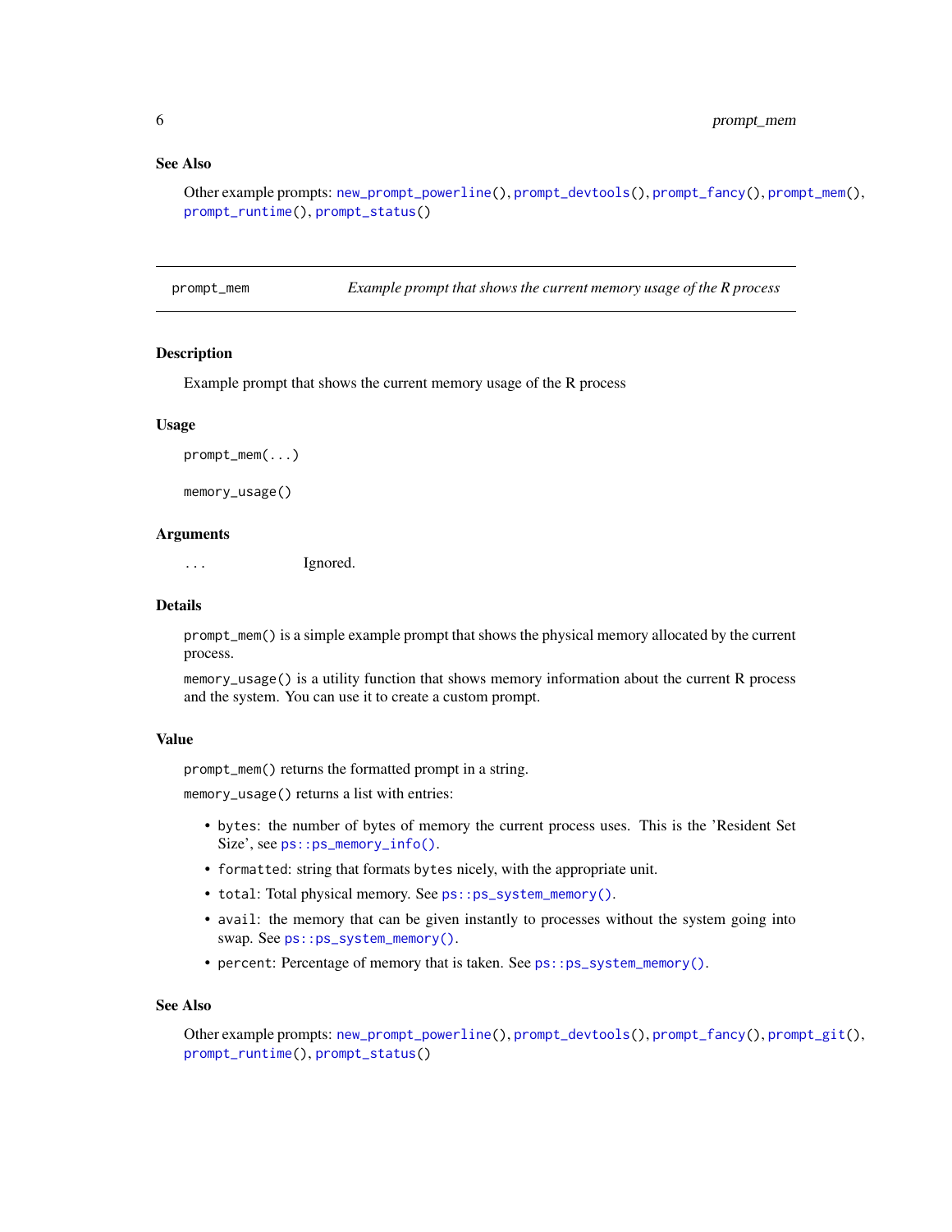### See Also

Other example prompts: `new_prompt_powerline()`, `prompt_devtools()`, `prompt_fancy()`, `prompt_mem()`, `prompt_runtime()`, `prompt_status()`

---

## prompt_mem — *Example prompt that shows the current memory usage of the R process*

### Description

Example prompt that shows the current memory usage of the R process

### Usage

```
prompt_mem(...)

memory_usage()
```

### Arguments

| | |
|---|---|
| `...` | Ignored. |

### Details

`prompt_mem()` is a simple example prompt that shows the physical memory allocated by the current process.

`memory_usage()` is a utility function that shows memory information about the current R process and the system. You can use it to create a custom prompt.

### Value

`prompt_mem()` returns the formatted prompt in a string.

`memory_usage()` returns a list with entries:

- `bytes`: the number of bytes of memory the current process uses. This is the 'Resident Set Size', see `ps::ps_memory_info()`.
- `formatted`: string that formats `bytes` nicely, with the appropriate unit.
- `total`: Total physical memory. See `ps::ps_system_memory()`.
- `avail`: the memory that can be given instantly to processes without the system going into swap. See `ps::ps_system_memory()`.
- `percent`: Percentage of memory that is taken. See `ps::ps_system_memory()`.

### See Also

Other example prompts: `new_prompt_powerline()`, `prompt_devtools()`, `prompt_fancy()`, `prompt_git()`, `prompt_runtime()`, `prompt_status()`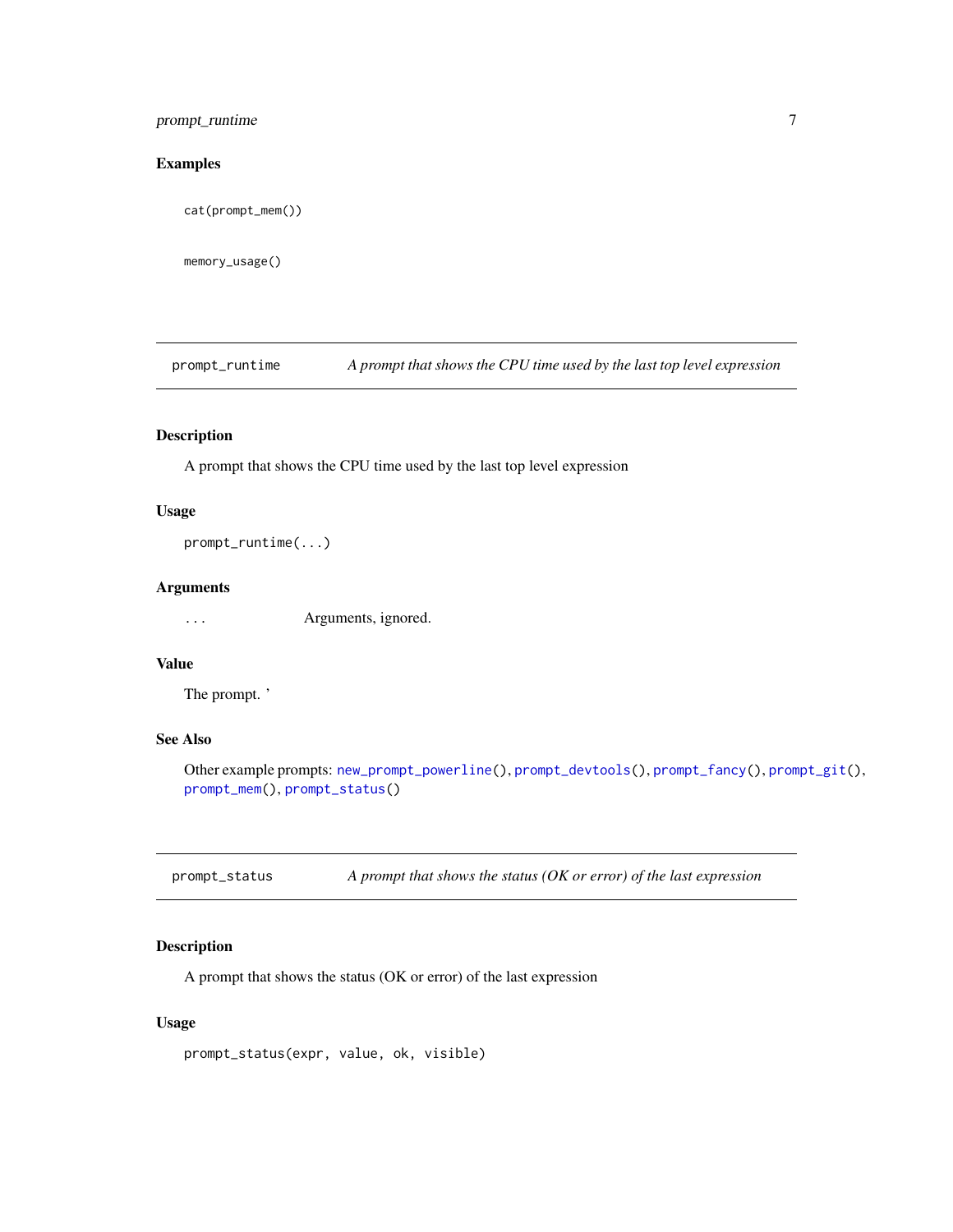### Examples

```
cat(prompt_mem())

memory_usage()
```

---

## prompt_runtime — *A prompt that shows the CPU time used by the last top level expression*

### Description

A prompt that shows the CPU time used by the last top level expression

### Usage

```
prompt_runtime(...)
```

### Arguments

| | |
|---|---|
| `...` | Arguments, ignored. |

### Value

The prompt. '

### See Also

Other example prompts: `new_prompt_powerline()`, `prompt_devtools()`, `prompt_fancy()`, `prompt_git()`, `prompt_mem()`, `prompt_status()`

---

## prompt_status — *A prompt that shows the status (OK or error) of the last expression*

### Description

A prompt that shows the status (OK or error) of the last expression

### Usage

```
prompt_status(expr, value, ok, visible)
```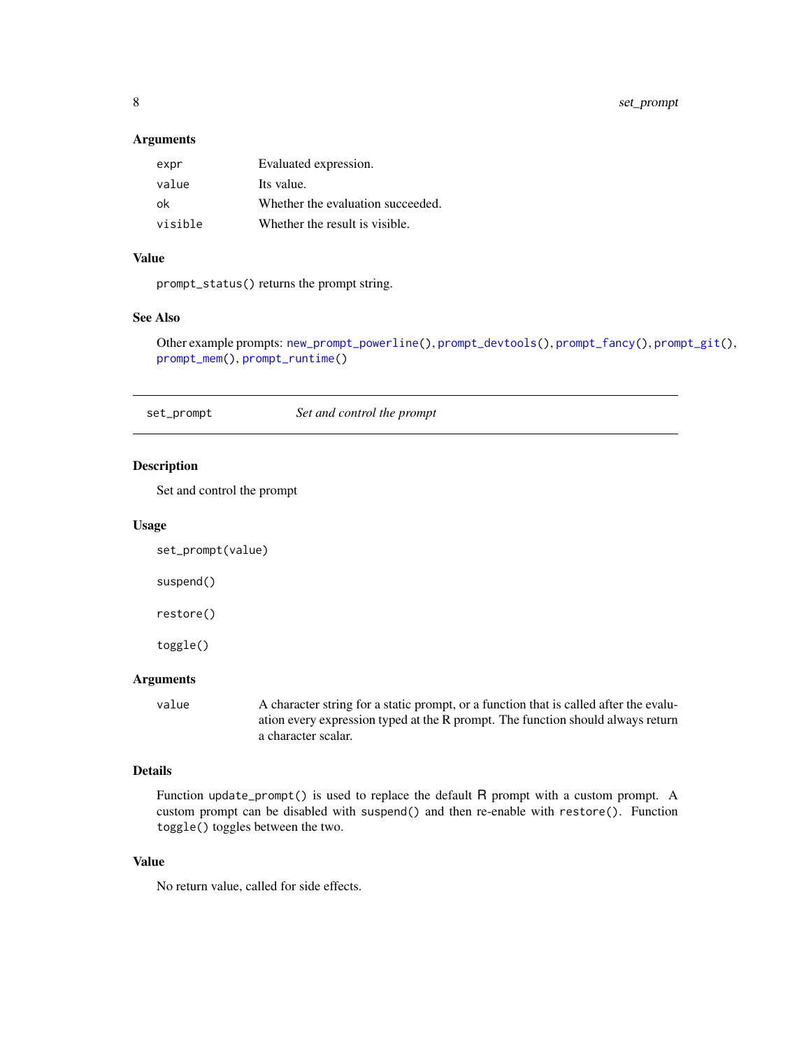### Arguments

| | |
|---|---|
| `expr` | Evaluated expression. |
| `value` | Its value. |
| `ok` | Whether the evaluation succeeded. |
| `visible` | Whether the result is visible. |

### Value

`prompt_status()` returns the prompt string.

### See Also

Other example prompts: `new_prompt_powerline()`, `prompt_devtools()`, `prompt_fancy()`, `prompt_git()`, `prompt_mem()`, `prompt_runtime()`

---

## set_prompt    *Set and control the prompt*

---

### Description

Set and control the prompt

### Usage

```
set_prompt(value)

suspend()

restore()

toggle()
```

### Arguments

| | |
|---|---|
| `value` | A character string for a static prompt, or a function that is called after the evaluation every expression typed at the R prompt. The function should always return a character scalar. |

### Details

Function `update_prompt()` is used to replace the default R prompt with a custom prompt. A custom prompt can be disabled with `suspend()` and then re-enable with `restore()`. Function `toggle()` toggles between the two.

### Value

No return value, called for side effects.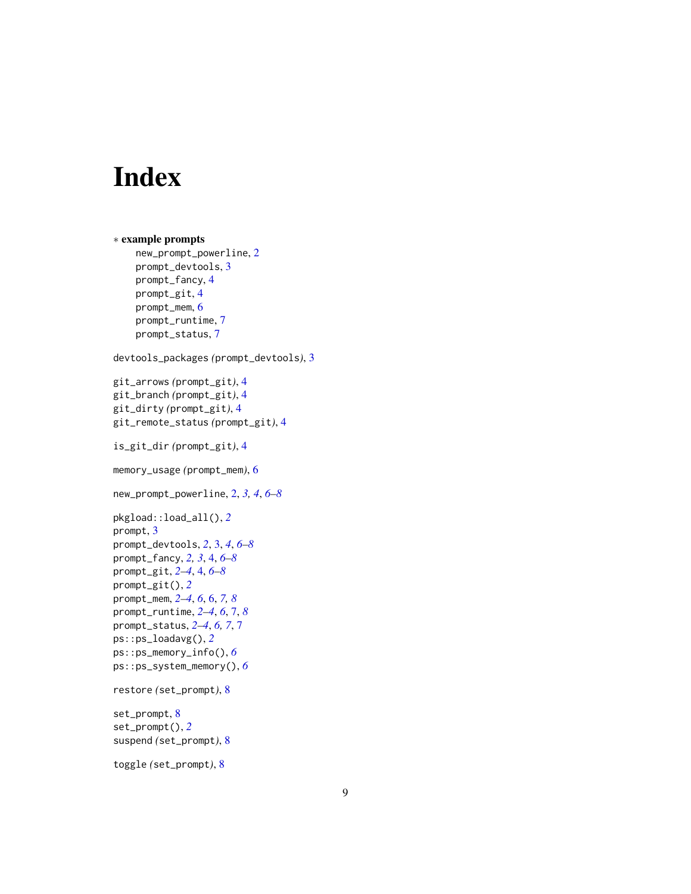# Index

∗ **example prompts**

- new_prompt_powerline, 2
- prompt_devtools, 3
- prompt_fancy, 4
- prompt_git, 4
- prompt_mem, 6
- prompt_runtime, 7
- prompt_status, 7

devtools_packages *(*prompt_devtools*)*, 3

git_arrows *(*prompt_git*)*, 4
git_branch *(*prompt_git*)*, 4
git_dirty *(*prompt_git*)*, 4
git_remote_status *(*prompt_git*)*, 4

is_git_dir *(*prompt_git*)*, 4

memory_usage *(*prompt_mem*)*, 6

new_prompt_powerline, 2, *3, 4*, *6–8*

pkgload::load_all(), *2*
prompt, 3
prompt_devtools, *2*, 3, *4*, *6–8*
prompt_fancy, *2, 3*, 4, *6–8*
prompt_git, *2–4*, 4, *6–8*
prompt_git(), *2*
prompt_mem, *2–4*, *6*, 6, *7, 8*
prompt_runtime, *2–4*, *6*, 7, *8*
prompt_status, *2–4*, *6, 7*, 7
ps::ps_loadavg(), *2*
ps::ps_memory_info(), *6*
ps::ps_system_memory(), *6*

restore *(*set_prompt*)*, 8

set_prompt, 8
set_prompt(), *2*
suspend *(*set_prompt*)*, 8

toggle *(*set_prompt*)*, 8